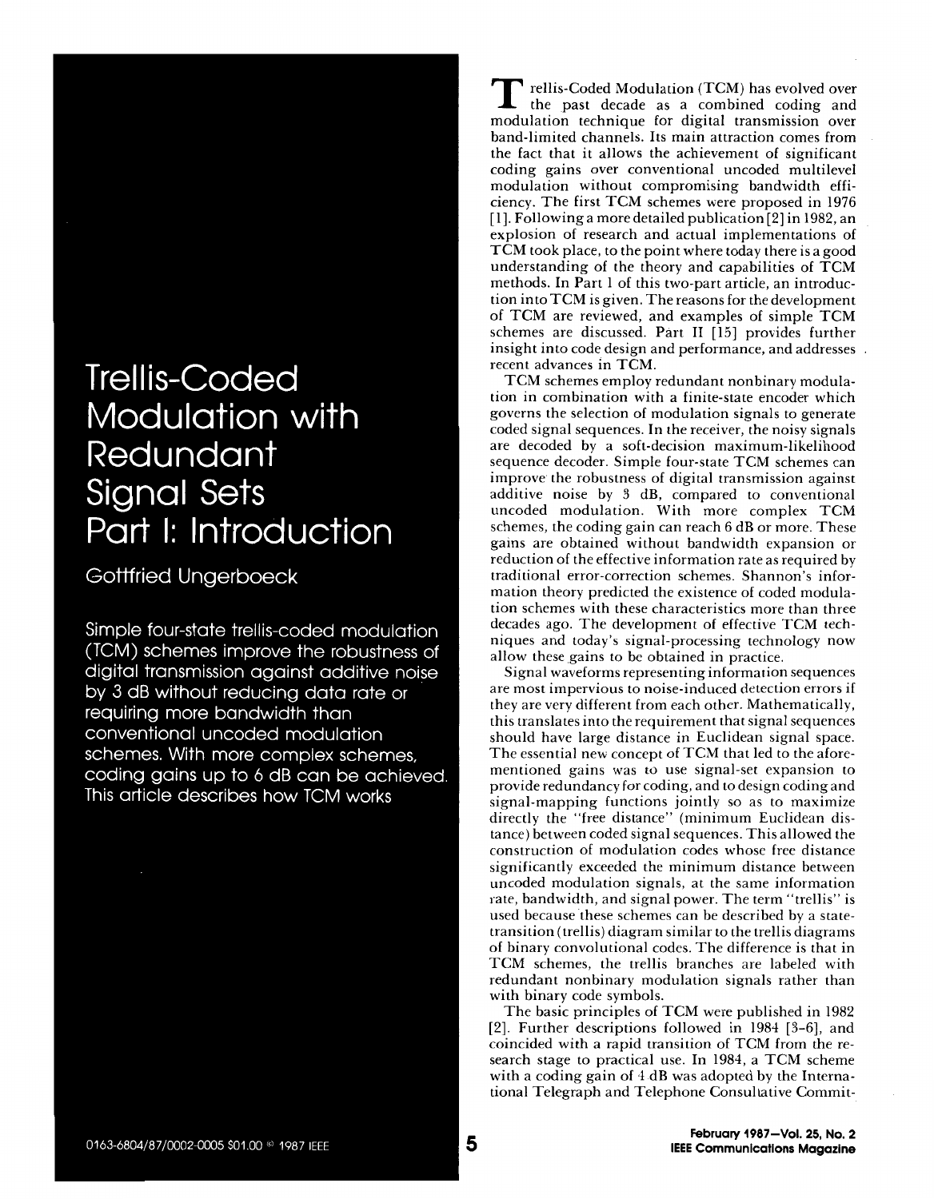# Trellis-Coded Modulation with Redundant Signal Sets Part I: Introduction

Gottfried Ungerboeck

Simple four-state trellis-coded modulation (TCM) schemes improve the robustness of digital transmission against additive noise by 3 dB without reducing data rate or requiring more bandwidth than conventional uncoded modulation schemes. With more complex schemes, coding gains up to 6 dB can be achieved. This article describes how TCM works

0163-6804/87/0002-0005 $01.00 © 1987 IEEE

Trellis-Coded Modulation (TCM) has evolved over the past decade as a combined coding and modulation technique for digital transmission over band-limited channels. Its main attraction comes from the fact that it allows the achievement of significant coding gains over conventional uncoded multilevel modulation without compromising bandwidth efficiency. The first TCM schemes were proposed in 1976 [1]. Following a more detailed publication [2] in 1982, an explosion of research and actual implementations of TCM took place, to the point where today there is a good understanding of the theory and capabilities of TCM methods. In Part 1 of this two-part article, an introduction into TCM is given. The reasons for the development of TCM are reviewed, and examples of simple TCM schemes are discussed. Part II [15] provides further insight into code design and performance, and addresses recent advances in TCM.

TCM schemes employ redundant nonbinary modulation in combination with a finite-state encoder which governs the selection of modulation signals to generate coded signal sequences. In the receiver, the noisy signals are decoded by a soft-decision maximum-likelihood sequence decoder. Simple four-state TCM schemes can improve the robustness of digital transmission against additive noise by 3 dB, compared to conventional uncoded modulation. With more complex TCM schemes, the coding gain can reach 6 dB or more. These gains are obtained without bandwidth expansion or reduction of the effective information rate as required by traditional error-correction schemes. Shannon's information theory predicted the existence of coded modulation schemes with these characteristics more than three decades ago. The development of effective TCM techniques and today's signal-processing technology now allow these gains to be obtained in practice.

Signal waveforms representing information sequences are most impervious to noise-induced detection errors if they are very different from each other. Mathematically, this translates into the requirement that signal sequences should have large distance in Euclidean signal space. The essential new concept of TCM that led to the aforementioned gains was to use signal-set expansion to provide redundancy for coding, and to design coding and signal-mapping functions jointly so as to maximize directly the "free distance" (minimum Euclidean distance) between coded signal sequences. This allowed the construction of modulation codes whose free distance significantly exceeded the minimum distance between uncoded modulation signals, at the same information rate, bandwidth, and signal power. The term "trellis" is used because these schemes can be described by a state-transition (trellis) diagram similar to the trellis diagrams of binary convolutional codes. The difference is that in TCM schemes, the trellis branches are labeled with redundant nonbinary modulation signals rather than with binary code symbols.

The basic principles of TCM were published in 1982 [2]. Further descriptions followed in 1984 [3-6], and coincided with a rapid transition of TCM from the research stage to practical use. In 1984, a TCM scheme with a coding gain of 4 dB was adopted by the International Telegraph and Telephone Consultative Commit-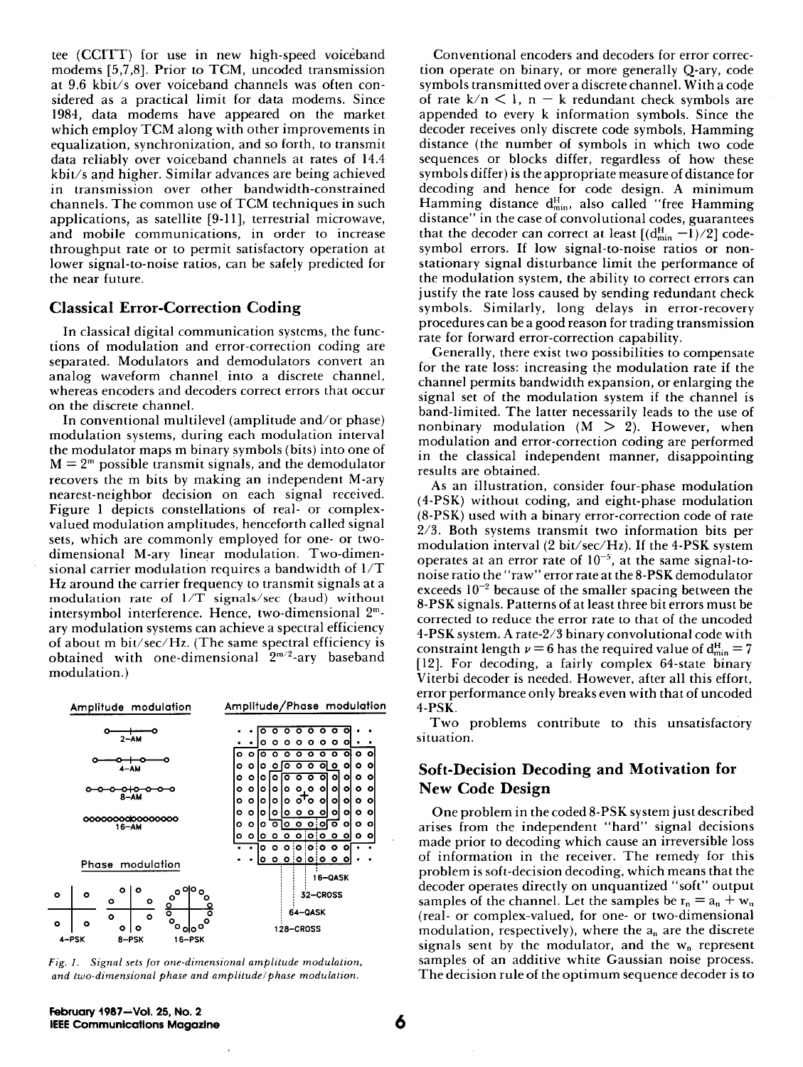tee (CCITT) for use in new high-speed voiceband modems [5,7,8]. Prior to TCM, uncoded transmission at 9.6 kbit/s over voiceband channels was often considered as a practical limit for data modems. Since 1984, data modems have appeared on the market which employ TCM along with other improvements in equalization, synchronization, and so forth, to transmit data reliably over voiceband channels at rates of 14.4 kbit/s and higher. Similar advances are being achieved in transmission over other bandwidth-constrained channels. The common use of TCM techniques in such applications, as satellite [9-11], terrestrial microwave, and mobile communications, in order to increase throughput rate or to permit satisfactory operation at lower signal-to-noise ratios, can be safely predicted for the near future.

## Classical Error-Correction Coding

In classical digital communication systems, the functions of modulation and error-correction coding are separated. Modulators and demodulators convert an analog waveform channel into a discrete channel, whereas encoders and decoders correct errors that occur on the discrete channel.

In conventional multilevel (amplitude and/or phase) modulation systems, during each modulation interval the modulator maps m binary symbols (bits) into one of $M = 2^m$ possible transmit signals, and the demodulator recovers the m bits by making an independent M-ary nearest-neighbor decision on each signal received. Figure 1 depicts constellations of real- or complex-valued modulation amplitudes, henceforth called signal sets, which are commonly employed for one- or two-dimensional M-ary linear modulation. Two-dimensional carrier modulation requires a bandwidth of 1/T Hz around the carrier frequency to transmit signals at a modulation rate of 1/T signals/sec (baud) without intersymbol interference. Hence, two-dimensional $2^m$-ary modulation systems can achieve a spectral efficiency of about m bit/sec/Hz. (The same spectral efficiency is obtained with one-dimensional $2^{m/2}$-ary baseband modulation.)

*Fig. 1. Signal sets for one-dimensional amplitude modulation, and two-dimensional phase and amplitude/phase modulation.*

Conventional encoders and decoders for error correction operate on binary, or more generally Q-ary, code symbols transmitted over a discrete channel. With a code of rate $k/n < 1$, $n - k$ redundant check symbols are appended to every k information symbols. Since the decoder receives only discrete code symbols, Hamming distance (the number of symbols in which two code sequences or blocks differ, regardless of how these symbols differ) is the appropriate measure of distance for decoding and hence for code design. A minimum Hamming distance $d^H_{min}$, also called "free Hamming distance" in the case of convolutional codes, guarantees that the decoder can correct at least $[(d^H_{min} - 1)/2]$ code-symbol errors. If low signal-to-noise ratios or nonstationary signal disturbance limit the performance of the modulation system, the ability to correct errors can justify the rate loss caused by sending redundant check symbols. Similarly, long delays in error-recovery procedures can be a good reason for trading transmission rate for forward error-correction capability.

Generally, there exist two possibilities to compensate for the rate loss: increasing the modulation rate if the channel permits bandwidth expansion, or enlarging the signal set of the modulation system if the channel is band-limited. The latter necessarily leads to the use of nonbinary modulation ($M > 2$). However, when modulation and error-correction coding are performed in the classical independent manner, disappointing results are obtained.

As an illustration, consider four-phase modulation (4-PSK) without coding, and eight-phase modulation (8-PSK) used with a binary error-correction code of rate 2/3. Both systems transmit two information bits per modulation interval (2 bit/sec/Hz). If the 4-PSK system operates at an error rate of $10^{-5}$, at the same signal-to-noise ratio the "raw" error rate at the 8-PSK demodulator exceeds $10^{-2}$ because of the smaller spacing between the 8-PSK signals. Patterns of at least three bit errors must be corrected to reduce the error rate to that of the uncoded 4-PSK system. A rate-2/3 binary convolutional code with constraint length $\nu = 6$ has the required value of $d^H_{min} = 7$ [12]. For decoding, a fairly complex 64-state binary Viterbi decoder is needed. However, after all this effort, error performance only breaks even with that of uncoded 4-PSK.

Two problems contribute to this unsatisfactory situation.

## Soft-Decision Decoding and Motivation for New Code Design

One problem in the coded 8-PSK system just described arises from the independent "hard" signal decisions made prior to decoding which cause an irreversible loss of information in the receiver. The remedy for this problem is soft-decision decoding, which means that the decoder operates directly on unquantized "soft" output samples of the channel. Let the samples be $r_n = a_n + w_n$ (real- or complex-valued, for one- or two-dimensional modulation, respectively), where the $a_n$ are the discrete signals sent by the modulator, and the $w_n$ represent samples of an additive white Gaussian noise process. The decision rule of the optimum sequence decoder is to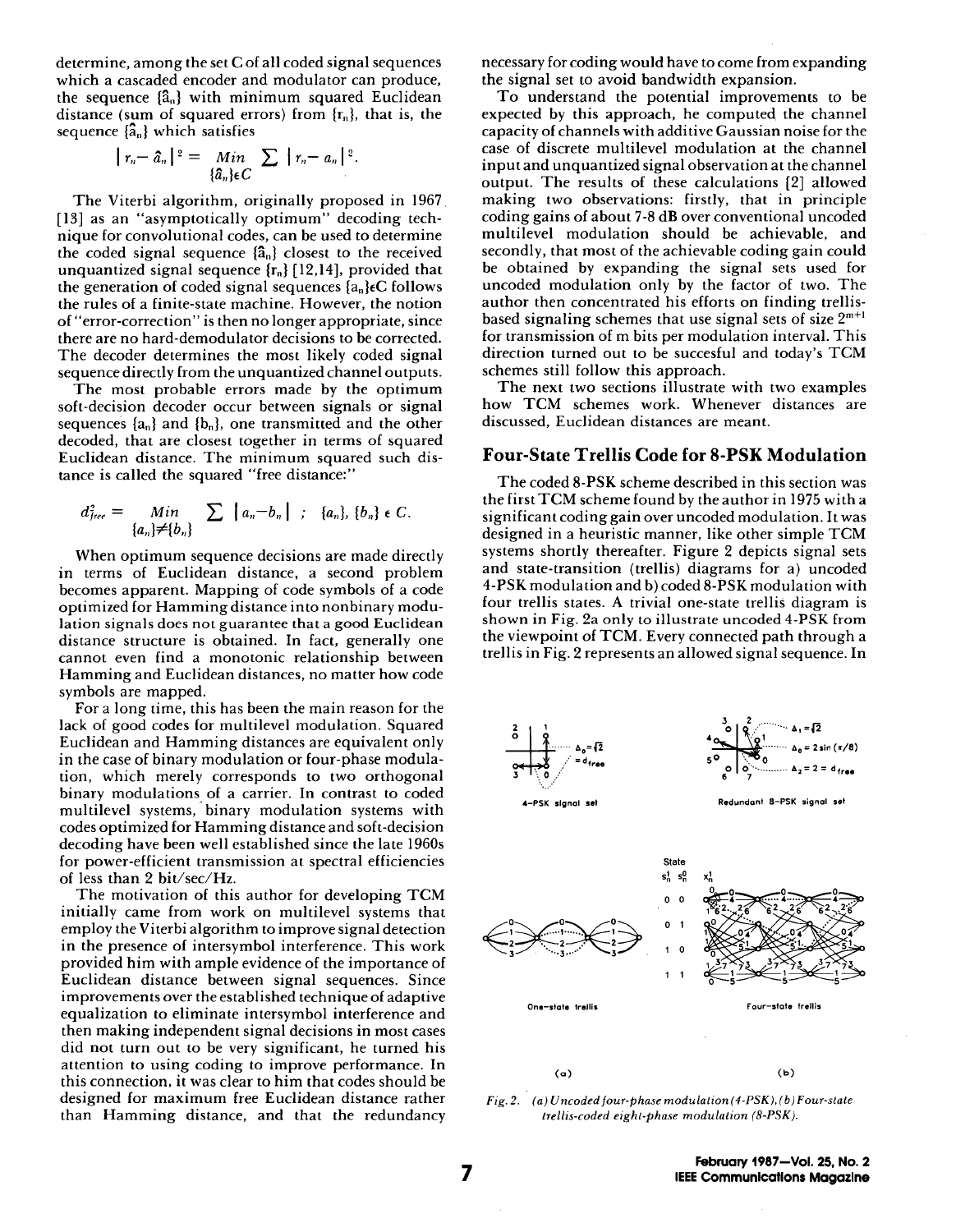determine, among the set C of all coded signal sequences which a cascaded encoder and modulator can produce, the sequence $\{\hat{a}_n\}$ with minimum squared Euclidean distance (sum of squared errors) from $\{r_n\}$, that is, the sequence $\{\hat{a}_n\}$ which satisfies

$$|r_n - \hat{a}_n|^2 = \underset{\{\hat{a}_n\} \epsilon C}{Min} \sum |r_n - a_n|^2.$$

The Viterbi algorithm, originally proposed in 1967 [13] as an "asymptotically optimum" decoding technique for convolutional codes, can be used to determine the coded signal sequence $\{\hat{a}_n\}$ closest to the received unquantized signal sequence $\{r_n\}$ [12,14], provided that the generation of coded signal sequences $\{a_n\} \epsilon C$ follows the rules of a finite-state machine. However, the notion of "error-correction" is then no longer appropriate, since there are no hard-demodulator decisions to be corrected. The decoder determines the most likely coded signal sequence directly from the unquantized channel outputs.

The most probable errors made by the optimum soft-decision decoder occur between signals or signal sequences $\{a_n\}$ and $\{b_n\}$, one transmitted and the other decoded, that are closest together in terms of squared Euclidean distance. The minimum squared such distance is called the squared "free distance:"

$$d_{free}^2 = \underset{\{a_n\} \neq \{b_n\}}{Min} \sum |a_n - b_n| \;\; ; \;\; \{a_n\}, \{b_n\} \epsilon C.$$

When optimum sequence decisions are made directly in terms of Euclidean distance, a second problem becomes apparent. Mapping of code symbols of a code optimized for Hamming distance into nonbinary modulation signals does not guarantee that a good Euclidean distance structure is obtained. In fact, generally one cannot even find a monotonic relationship between Hamming and Euclidean distances, no matter how code symbols are mapped.

For a long time, this has been the main reason for the lack of good codes for multilevel modulation. Squared Euclidean and Hamming distances are equivalent only in the case of binary modulation or four-phase modulation, which merely corresponds to two orthogonal binary modulations of a carrier. In contrast to coded multilevel systems, binary modulation systems with codes optimized for Hamming distance and soft-decision decoding have been well established since the late 1960s for power-efficient transmission at spectral efficiencies of less than 2 bit/sec/Hz.

The motivation of this author for developing TCM initially came from work on multilevel systems that employ the Viterbi algorithm to improve signal detection in the presence of intersymbol interference. This work provided him with ample evidence of the importance of Euclidean distance between signal sequences. Since improvements over the established technique of adaptive equalization to eliminate intersymbol interference and then making independent signal decisions in most cases did not turn out to be very significant, he turned his attention to using coding to improve performance. In this connection, it was clear to him that codes should be designed for maximum free Euclidean distance rather than Hamming distance, and that the redundancy necessary for coding would have to come from expanding the signal set to avoid bandwidth expansion.

To understand the potential improvements to be expected by this approach, he computed the channel capacity of channels with additive Gaussian noise for the case of discrete multilevel modulation at the channel input and unquantized signal observation at the channel output. The results of these calculations [2] allowed making two observations: firstly, that in principle coding gains of about 7-8 dB over conventional uncoded multilevel modulation should be achievable, and secondly, that most of the achievable coding gain could be obtained by expanding the signal sets used for uncoded modulation only by the factor of two. The author then concentrated his efforts on finding trellis-based signaling schemes that use signal sets of size $2^{m+1}$ for transmission of m bits per modulation interval. This direction turned out to be succesful and today's TCM schemes still follow this approach.

The next two sections illustrate with two examples how TCM schemes work. Whenever distances are discussed, Euclidean distances are meant.

## Four-State Trellis Code for 8-PSK Modulation

The coded 8-PSK scheme described in this section was the first TCM scheme found by the author in 1975 with a significant coding gain over uncoded modulation. It was designed in a heuristic manner, like other simple TCM systems shortly thereafter. Figure 2 depicts signal sets and state-transition (trellis) diagrams for a) uncoded 4-PSK modulation and b) coded 8-PSK modulation with four trellis states. A trivial one-state trellis diagram is shown in Fig. 2a only to illustrate uncoded 4-PSK from the viewpoint of TCM. Every connected path through a trellis in Fig. 2 represents an allowed signal sequence. In

4-PSK signal set

$\Delta_0 = \sqrt{2} = d_{free}$

Redundant 8-PSK signal set

$\Delta_1 = \sqrt{2}$

$\Delta_0 = 2 \sin(\pi/8)$

$\Delta_2 = 2 = d_{free}$

State

$s_n^1 \; s_n^0$ $x_n^1$

0 0

0 1

1 0

1 1

One-state trellis

Four-state trellis

(a)

(b)

*Fig. 2. (a) Uncoded four-phase modulation (4-PSK), (b) Four-state trellis-coded eight-phase modulation (8-PSK).*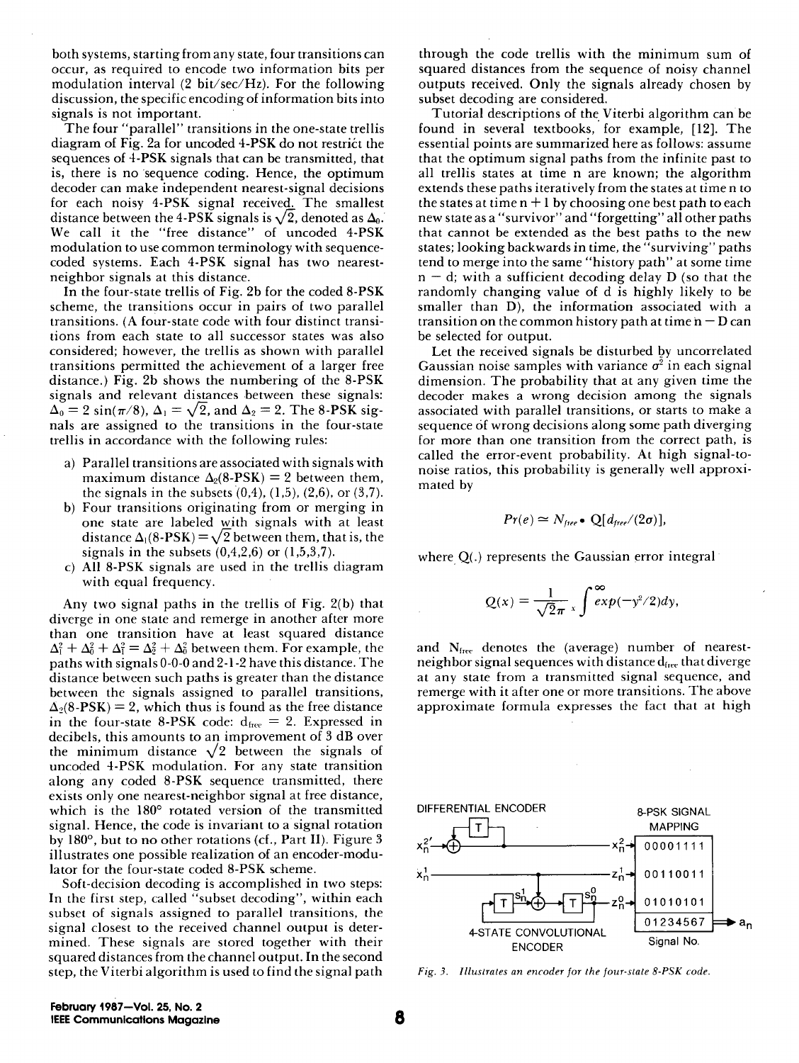both systems, starting from any state, four transitions can occur, as required to encode two information bits per modulation interval (2 bit/sec/Hz). For the following discussion, the specific encoding of information bits into signals is not important.

The four "parallel" transitions in the one-state trellis diagram of Fig. 2a for uncoded 4-PSK do not restrict the sequences of 4-PSK signals that can be transmitted, that is, there is no sequence coding. Hence, the optimum decoder can make independent nearest-signal decisions for each noisy 4-PSK signal received. The smallest distance between the 4-PSK signals is $\sqrt{2}$, denoted as $\Delta_0$. We call it the "free distance" of uncoded 4-PSK modulation to use common terminology with sequence-coded systems. Each 4-PSK signal has two nearest-neighbor signals at this distance.

In the four-state trellis of Fig. 2b for the coded 8-PSK scheme, the transitions occur in pairs of two parallel transitions. (A four-state code with four distinct transitions from each state to all successor states was also considered; however, the trellis as shown with parallel transitions permitted the achievement of a larger free distance.) Fig. 2b shows the numbering of the 8-PSK signals and relevant distances between these signals: $\Delta_0 = 2\sin(\pi/8)$, $\Delta_1 = \sqrt{2}$, and $\Delta_2 = 2$. The 8-PSK signals are assigned to the transitions in the four-state trellis in accordance with the following rules:

a) Parallel transitions are associated with signals with maximum distance $\Delta_2$(8-PSK) = 2 between them, the signals in the subsets (0,4), (1,5), (2,6), or (3,7).

b) Four transitions originating from or merging in one state are labeled with signals with at least distance $\Delta_1$(8-PSK) = $\sqrt{2}$ between them, that is, the signals in the subsets (0,4,2,6) or (1,5,3,7).

c) All 8-PSK signals are used in the trellis diagram with equal frequency.

Any two signal paths in the trellis of Fig. 2(b) that diverge in one state and remerge in another after more than one transition have at least squared distance $\Delta_1^2 + \Delta_0^2 + \Delta_1^2 = \Delta_2^2 + \Delta_0^2$ between them. For example, the paths with signals 0-0-0 and 2-1-2 have this distance. The distance between such paths is greater than the distance between the signals assigned to parallel transitions, $\Delta_2$(8-PSK) = 2, which thus is found as the free distance in the four-state 8-PSK code: $d_{free} = 2$. Expressed in decibels, this amounts to an improvement of 3 dB over the minimum distance $\sqrt{2}$ between the signals of uncoded 4-PSK modulation. For any state transition along any coded 8-PSK sequence transmitted, there exists only one nearest-neighbor signal at free distance, which is the 180° rotated version of the transmitted signal. Hence, the code is invariant to a signal rotation by 180°, but to no other rotations (cf., Part II). Figure 3 illustrates one possible realization of an encoder-modulator for the four-state coded 8-PSK scheme.

Soft-decision decoding is accomplished in two steps: In the first step, called "subset decoding", within each subset of signals assigned to parallel transitions, the signal closest to the received channel output is determined. These signals are stored together with their squared distances from the channel output. In the second step, the Viterbi algorithm is used to find the signal path through the code trellis with the minimum sum of squared distances from the sequence of noisy channel outputs received. Only the signals already chosen by subset decoding are considered.

Tutorial descriptions of the Viterbi algorithm can be found in several textbooks, for example, [12]. The essential points are summarized here as follows: assume that the optimum signal paths from the infinite past to all trellis states at time n are known; the algorithm extends these paths iteratively from the states at time n to the states at time n + 1 by choosing one best path to each new state as a "survivor" and "forgetting" all other paths that cannot be extended as the best paths to the new states; looking backwards in time, the "surviving" paths tend to merge into the same "history path" at some time n − d; with a sufficient decoding delay D (so that the randomly changing value of d is highly likely to be smaller than D), the information associated with a transition on the common history path at time n − D can be selected for output.

Let the received signals be disturbed by uncorrelated Gaussian noise samples with variance $\sigma^2$ in each signal dimension. The probability that at any given time the decoder makes a wrong decision among the signals associated with parallel transitions, or starts to make a sequence of wrong decisions along some path diverging for more than one transition from the correct path, is called the error-event probability. At high signal-to-noise ratios, this probability is generally well approximated by

$$Pr(e) \simeq N_{free} \cdot Q[d_{free}/(2\sigma)],$$

where Q(.) represents the Gaussian error integral

$$Q(x) = \frac{1}{\sqrt{2\pi}} \int_x^{\infty} exp(-y^2/2)dy,$$

and $N_{free}$ denotes the (average) number of nearest-neighbor signal sequences with distance $d_{free}$ that diverge at any state from a transmitted signal sequence, and remerge with it after one or more transitions. The above approximate formula expresses the fact that at high

*Fig. 3. Illustrates an encoder for the four-state 8-PSK code.*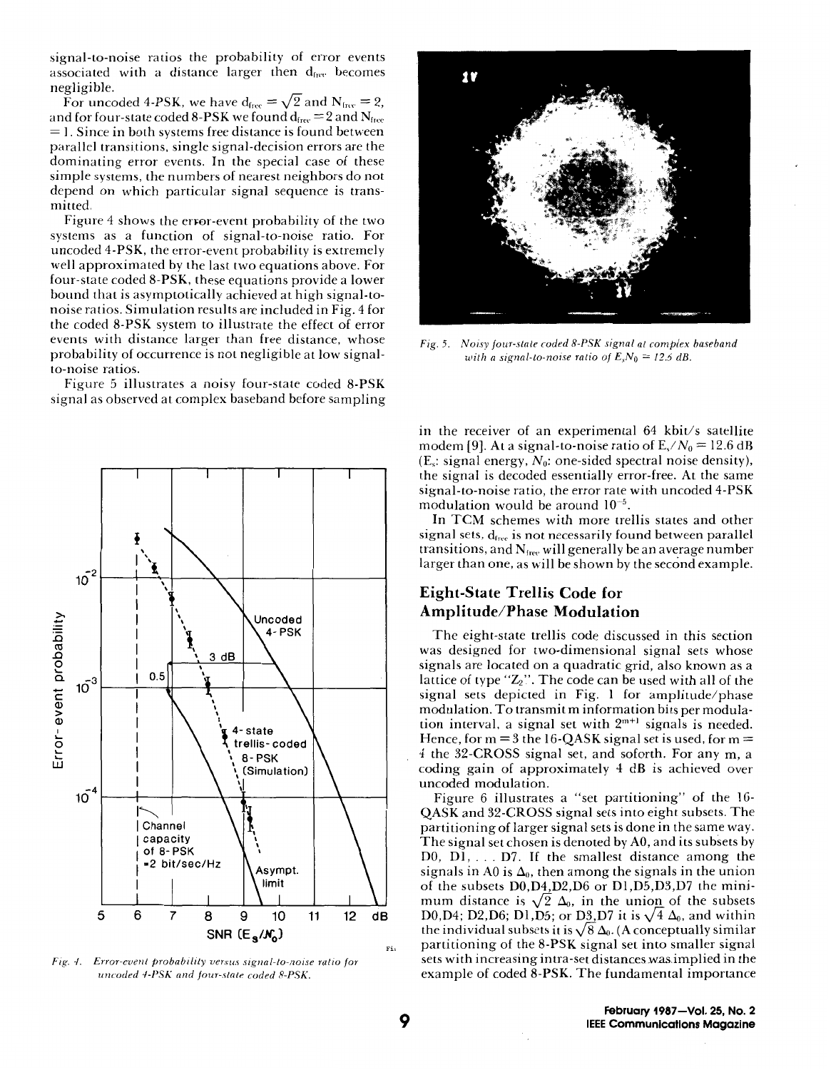signal-to-noise ratios the probability of error events associated with a distance larger then $d_{free}$ becomes negligible.

For uncoded 4-PSK, we have $d_{free} = \sqrt{2}$ and $N_{free} = 2$, and for four-state coded 8-PSK we found $d_{free} = 2$ and $N_{free} = 1$. Since in both systems free distance is found between parallel transitions, single signal-decision errors are the dominating error events. In the special case of these simple systems, the numbers of nearest neighbors do not depend on which particular signal sequence is transmitted.

Figure 4 shows the error-event probability of the two systems as a function of signal-to-noise ratio. For uncoded 4-PSK, the error-event probability is extremely well approximated by the last two equations above. For four-state coded 8-PSK, these equations provide a lower bound that is asymptotically achieved at high signal-to-noise ratios. Simulation results are included in Fig. 4 for the coded 8-PSK system to illustrate the effect of error events with distance larger than free distance, whose probability of occurrence is not negligible at low signal-to-noise ratios.

Figure 5 illustrates a noisy four-state coded 8-PSK signal as observed at complex baseband before sampling in the receiver of an experimental 64 kbit/s satellite modem [9]. At a signal-to-noise ratio of $E_s/N_0 = 12.6$ dB ($E_s$: signal energy, $N_0$: one-sided spectral noise density), the signal is decoded essentially error-free. At the same signal-to-noise ratio, the error rate with uncoded 4-PSK modulation would be around $10^{-5}$.

In TCM schemes with more trellis states and other signal sets, $d_{free}$ is not necessarily found between parallel transitions, and $N_{free}$ will generally be an average number larger than one, as will be shown by the second example.

*Fig. 4. Error-event probability versus signal-to-noise ratio for uncoded 4-PSK and four-state coded 8-PSK.*

*Fig. 5. Noisy four-state coded 8-PSK signal at complex baseband with a signal-to-noise ratio of $E_s/N_0 = 12.6$ dB.*

## Eight-State Trellis Code for Amplitude/Phase Modulation

The eight-state trellis code discussed in this section was designed for two-dimensional signal sets whose signals are located on a quadratic grid, also known as a lattice of type "$Z_2$". The code can be used with all of the signal sets depicted in Fig. 1 for amplitude/phase modulation. To transmit m information bits per modulation interval, a signal set with $2^{m+1}$ signals is needed. Hence, for m = 3 the 16-QASK signal set is used, for m = 4 the 32-CROSS signal set, and soforth. For any m, a coding gain of approximately 4 dB is achieved over uncoded modulation.

Figure 6 illustrates a "set partitioning" of the 16-QASK and 32-CROSS signal sets into eight subsets. The partitioning of larger signal sets is done in the same way. The signal set chosen is denoted by A0, and its subsets by D0, D1, . . . D7. If the smallest distance among the signals in A0 is $\Delta_0$, then among the signals in the union of the subsets D0,D4,D2,D6 or D1,D5,D3,D7 the minimum distance is $\sqrt{2}\,\Delta_0$, in the union of the subsets D0,D4; D2,D6; D1,D5; or D3,D7 it is $\sqrt{4}\,\Delta_0$, and within the individual subsets it is $\sqrt{8}\,\Delta_0$. (A conceptually similar partitioning of the 8-PSK signal set into smaller signal sets with increasing intra-set distances was implied in the example of coded 8-PSK. The fundamental importance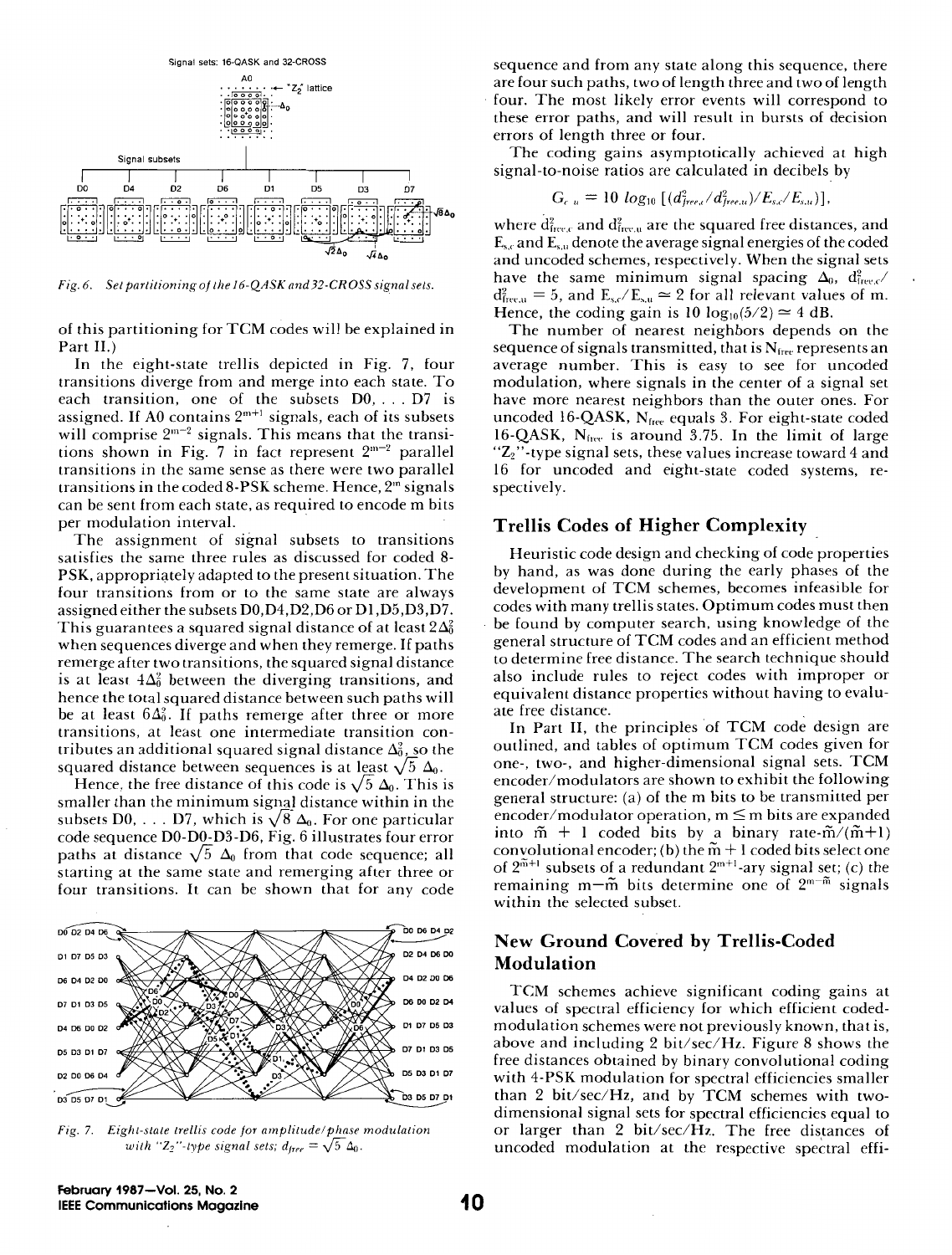Fig. 6. Set partitioning of the 16-QASK and 32-CROSS signal sets.

of this partitioning for TCM codes will be explained in Part II.)

In the eight-state trellis depicted in Fig. 7, four transitions diverge from and merge into each state. To each transition, one of the subsets D0, . . . D7 is assigned. If A0 contains $2^{m+1}$ signals, each of its subsets will comprise $2^{m-2}$ signals. This means that the transitions shown in Fig. 7 in fact represent $2^{m-2}$ parallel transitions in the same sense as there were two parallel transitions in the coded 8-PSK scheme. Hence, $2^m$ signals can be sent from each state, as required to encode m bits per modulation interval.

The assignment of signal subsets to transitions satisfies the same three rules as discussed for coded 8-PSK, appropriately adapted to the present situation. The four transitions from or to the same state are always assigned either the subsets D0,D4,D2,D6 or D1,D5,D3,D7. This guarantees a squared signal distance of at least $2\Delta_0^2$ when sequences diverge and when they remerge. If paths remerge after two transitions, the squared signal distance is at least $4\Delta_0^2$ between the diverging transitions, and hence the total squared distance between such paths will be at least $6\Delta_0^2$. If paths remerge after three or more transitions, at least one intermediate transition contributes an additional squared signal distance $\Delta_0^2$, so the squared distance between sequences is at least $\sqrt{5}\,\Delta_0$.

Hence, the free distance of this code is $\sqrt{5}\,\Delta_0$. This is smaller than the minimum signal distance within in the subsets D0, . . . D7, which is $\sqrt{8}\,\Delta_0$. For one particular code sequence D0-D0-D3-D6, Fig. 6 illustrates four error paths at distance $\sqrt{5}\,\Delta_0$ from that code sequence; all starting at the same state and remerging after three or four transitions. It can be shown that for any code

Fig. 7. Eight-state trellis code for amplitude/phase modulation with "$Z_2$"-type signal sets; $d_{free} = \sqrt{5}\,\Delta_0$.

sequence and from any state along this sequence, there are four such paths, two of length three and two of length four. The most likely error events will correspond to these error paths, and will result in bursts of decision errors of length three or four.

The coding gains asymptotically achieved at high signal-to-noise ratios are calculated in decibels by

$$G_{c/u} = 10\ log_{10}\ [(d^2_{free,c}/d^2_{free,u})/E_{s,c}/E_{s,u})],$$

where $d^2_{free,c}$ and $d^2_{free,u}$ are the squared free distances, and $E_{s,c}$ and $E_{s,u}$ denote the average signal energies of the coded and uncoded schemes, respectively. When the signal sets have the same minimum signal spacing $\Delta_0$, $d^2_{free,c}/d^2_{free,u} = 5$, and $E_{s,c}/E_{s,u} \simeq 2$ for all relevant values of m. Hence, the coding gain is $10\ \log_{10}(5/2) \simeq 4$ dB.

The number of nearest neighbors depends on the sequence of signals transmitted, that is $N_{free}$ represents an average number. This is easy to see for uncoded modulation, where signals in the center of a signal set have more nearest neighbors than the outer ones. For uncoded 16-QASK, $N_{free}$ equals 3. For eight-state coded 16-QASK, $N_{free}$ is around 3.75. In the limit of large "$Z_2$"-type signal sets, these values increase toward 4 and 16 for uncoded and eight-state coded systems, respectively.

## Trellis Codes of Higher Complexity

Heuristic code design and checking of code properties by hand, as was done during the early phases of the development of TCM schemes, becomes infeasible for codes with many trellis states. Optimum codes must then be found by computer search, using knowledge of the general structure of TCM codes and an efficient method to determine free distance. The search technique should also include rules to reject codes with improper or equivalent distance properties without having to evaluate free distance.

In Part II, the principles of TCM code design are outlined, and tables of optimum TCM codes given for one-, two-, and higher-dimensional signal sets. TCM encoder/modulators are shown to exhibit the following general structure: (a) of the m bits to be transmitted per encoder/modulator operation, $\tilde{m} \leq m$ bits are expanded into $\tilde{m}+1$ coded bits by a binary rate-$\tilde{m}/(\tilde{m}+1)$ convolutional encoder; (b) the $\tilde{m}+1$ coded bits select one of $2^{\tilde{m}+1}$ subsets of a redundant $2^{m+1}$-ary signal set; (c) the remaining $m-\tilde{m}$ bits determine one of $2^{m-\tilde{m}}$ signals within the selected subset.

## New Ground Covered by Trellis-Coded Modulation

TCM schemes achieve significant coding gains at values of spectral efficiency for which efficient coded-modulation schemes were not previously known, that is, above and including 2 bit/sec/Hz. Figure 8 shows the free distances obtained by binary convolutional coding with 4-PSK modulation for spectral efficiencies smaller than 2 bit/sec/Hz, and by TCM schemes with two-dimensional signal sets for spectral efficiencies equal to or larger than 2 bit/sec/Hz. The free distances of uncoded modulation at the respective spectral effi-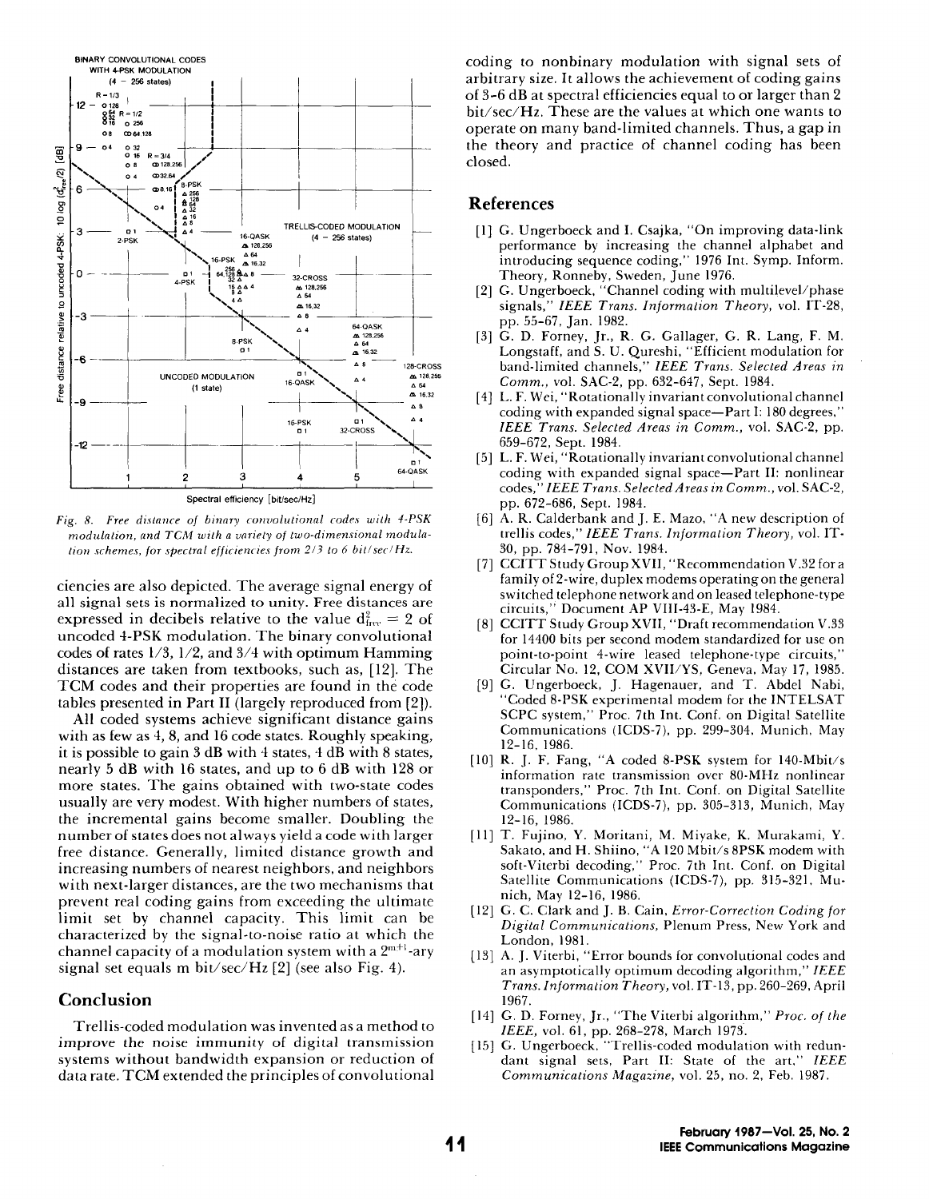BINARY CONVOLUTIONAL CODES
WITH 4-PSK MODULATION
(4 – 256 states)

R = 1/3
R = 1/2
R = 3/4

TRELLIS-CODED MODULATION
(4 – 256 states)

UNCODED MODULATION
(1 state)

2-PSK
4-PSK
8-PSK
16-PSK
16-QASK
32-CROSS
64-QASK
128-CROSS

Free distance relative to uncoded 4-PSK: $10 \log (d_{free}^2/2)$ [dB]

Spectral efficiency [bit/sec/Hz]

*Fig. 8. Free distance of binary convolutional codes with 4-PSK modulation, and TCM with a variety of two-dimensional modulation schemes, for spectral efficiencies from 2/3 to 6 bit/sec/Hz.*

ciencies are also depicted. The average signal energy of all signal sets is normalized to unity. Free distances are expressed in decibels relative to the value $d_{free}^2 = 2$ of uncoded 4-PSK modulation. The binary convolutional codes of rates 1/3, 1/2, and 3/4 with optimum Hamming distances are taken from textbooks, such as, [12]. The TCM codes and their properties are found in the code tables presented in Part II (largely reproduced from [2]).

All coded systems achieve significant distance gains with as few as 4, 8, and 16 code states. Roughly speaking, it is possible to gain 3 dB with 4 states, 4 dB with 8 states, nearly 5 dB with 16 states, and up to 6 dB with 128 or more states. The gains obtained with two-state codes usually are very modest. With higher numbers of states, the incremental gains become smaller. Doubling the number of states does not always yield a code with larger free distance. Generally, limited distance growth and increasing numbers of nearest neighbors, and neighbors with next-larger distances, are the two mechanisms that prevent real coding gains from exceeding the ultimate limit set by channel capacity. This limit can be characterized by the signal-to-noise ratio at which the channel capacity of a modulation system with a $2^{m+1}$-ary signal set equals m bit/sec/Hz [2] (see also Fig. 4).

## Conclusion

Trellis-coded modulation was invented as a method to improve the noise immunity of digital transmission systems without bandwidth expansion or reduction of data rate. TCM extended the principles of convolutional coding to nonbinary modulation with signal sets of arbitrary size. It allows the achievement of coding gains of 3-6 dB at spectral efficiencies equal to or larger than 2 bit/sec/Hz. These are the values at which one wants to operate on many band-limited channels. Thus, a gap in the theory and practice of channel coding has been closed.

## References

[1] G. Ungerboeck and I. Csajka, "On improving data-link performance by increasing the channel alphabet and introducing sequence coding," 1976 Int. Symp. Inform. Theory, Ronneby, Sweden, June 1976.

[2] G. Ungerboeck, "Channel coding with multilevel/phase signals," *IEEE Trans. Information Theory*, vol. IT-28, pp. 55-67, Jan. 1982.

[3] G. D. Forney, Jr., R. G. Gallager, G. R. Lang, F. M. Longstaff, and S. U. Qureshi, "Efficient modulation for band-limited channels," *IEEE Trans. Selected Areas in Comm.*, vol. SAC-2, pp. 632-647, Sept. 1984.

[4] L. F. Wei, "Rotationally invariant convolutional channel coding with expanded signal space—Part I: 180 degrees," *IEEE Trans. Selected Areas in Comm.*, vol. SAC-2, pp. 659-672, Sept. 1984.

[5] L. F. Wei, "Rotationally invariant convolutional channel coding with expanded signal space—Part II: nonlinear codes," *IEEE Trans. Selected Areas in Comm.*, vol. SAC-2, pp. 672-686, Sept. 1984.

[6] A. R. Calderbank and J. E. Mazo, "A new description of trellis codes," *IEEE Trans. Information Theory*, vol. IT-30, pp. 784-791, Nov. 1984.

[7] CCITT Study Group XVII, "Recommendation V.32 for a family of 2-wire, duplex modems operating on the general switched telephone network and on leased telephone-type circuits," Document AP VIII-43-E, May 1984.

[8] CCITT Study Group XVII, "Draft recommendation V.33 for 14400 bits per second modem standardized for use on point-to-point 4-wire leased telephone-type circuits," Circular No. 12, COM XVII/YS, Geneva, May 17, 1985.

[9] G. Ungerboeck, J. Hagenauer, and T. Abdel Nabi, "Coded 8-PSK experimental modem for the INTELSAT SCPC system," Proc. 7th Int. Conf. on Digital Satellite Communications (ICDS-7), pp. 299-304, Munich, May 12-16, 1986.

[10] R. J. F. Fang, "A coded 8-PSK system for 140-Mbit/s information rate transmission over 80-MHz nonlinear transponders," Proc. 7th Int. Conf. on Digital Satellite Communications (ICDS-7), pp. 305-313, Munich, May 12-16, 1986.

[11] T. Fujino, Y. Moritani, M. Miyake, K. Murakami, Y. Sakato, and H. Shiino, "A 120 Mbit/s 8PSK modem with soft-Viterbi decoding," Proc. 7th Int. Conf. on Digital Satellite Communications (ICDS-7), pp. 315-321, Munich, May 12-16, 1986.

[12] G. C. Clark and J. B. Cain, *Error-Correction Coding for Digital Communications*, Plenum Press, New York and London, 1981.

[13] A. J. Viterbi, "Error bounds for convolutional codes and an asymptotically optimum decoding algorithm," *IEEE Trans. Information Theory*, vol. IT-13, pp. 260-269, April 1967.

[14] G. D. Forney, Jr., "The Viterbi algorithm," *Proc. of the IEEE*, vol. 61, pp. 268-278, March 1973.

[15] G. Ungerboeck, "Trellis-coded modulation with redundant signal sets, Part II: State of the art," *IEEE Communications Magazine*, vol. 25, no. 2, Feb. 1987.